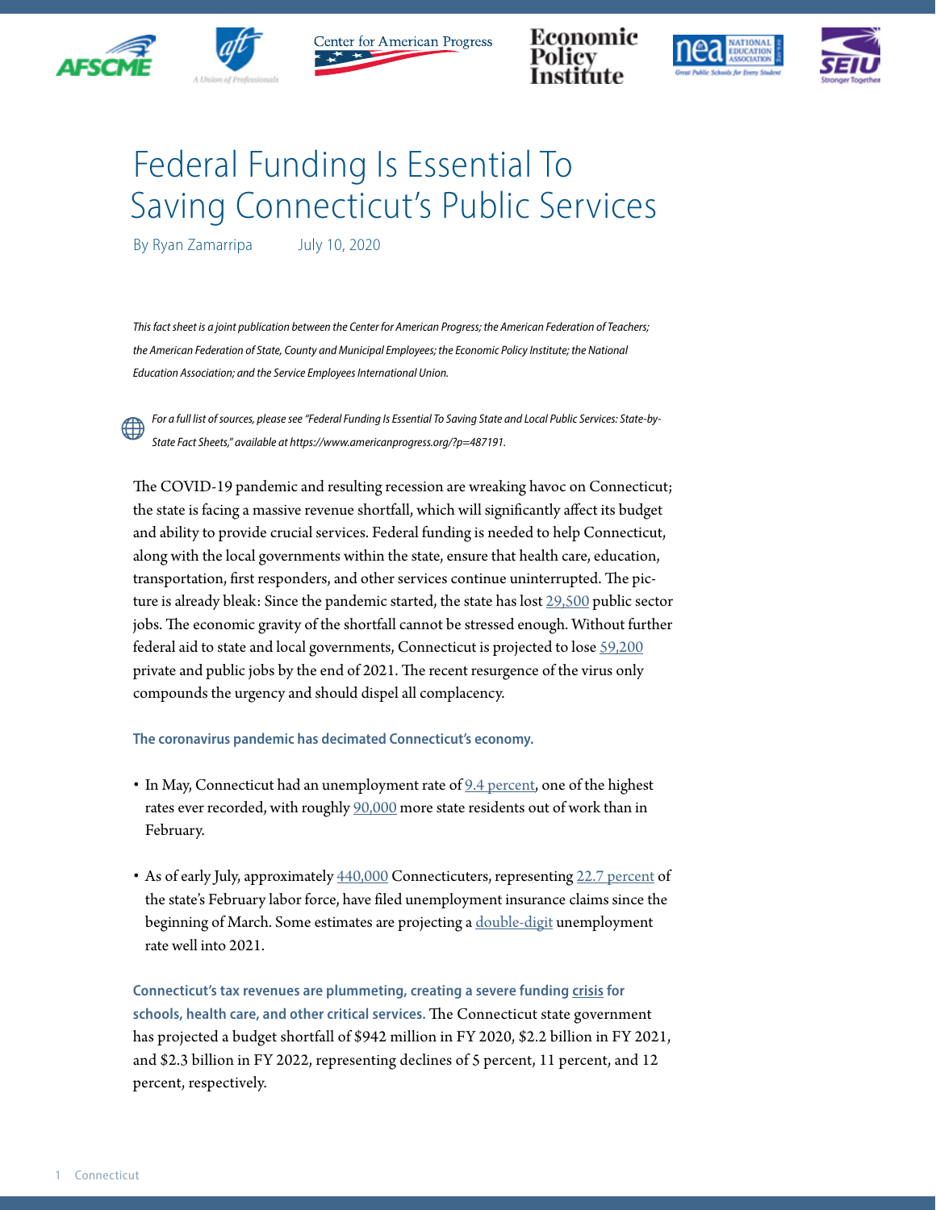# Federal Funding Is Essential To Saving Connecticut's Public Services

By Ryan Zamarripa    July 10, 2020

*This fact sheet is a joint publication between the Center for American Progress; the American Federation of Teachers; the American Federation of State, County and Municipal Employees; the Economic Policy Institute; the National Education Association; and the Service Employees International Union.*

*For a full list of sources, please see "Federal Funding Is Essential To Saving State and Local Public Services: State-by-State Fact Sheets," available at https://www.americanprogress.org/?p=487191.*

The COVID-19 pandemic and resulting recession are wreaking havoc on Connecticut; the state is facing a massive revenue shortfall, which will significantly affect its budget and ability to provide crucial services. Federal funding is needed to help Connecticut, along with the local governments within the state, ensure that health care, education, transportation, first responders, and other services continue uninterrupted. The picture is already bleak: Since the pandemic started, the state has lost 29,500 public sector jobs. The economic gravity of the shortfall cannot be stressed enough. Without further federal aid to state and local governments, Connecticut is projected to lose 59,200 private and public jobs by the end of 2021. The recent resurgence of the virus only compounds the urgency and should dispel all complacency.

**The coronavirus pandemic has decimated Connecticut's economy.**

- In May, Connecticut had an unemployment rate of 9.4 percent, one of the highest rates ever recorded, with roughly 90,000 more state residents out of work than in February.
- As of early July, approximately 440,000 Connecticuters, representing 22.7 percent of the state's February labor force, have filed unemployment insurance claims since the beginning of March. Some estimates are projecting a double-digit unemployment rate well into 2021.

**Connecticut's tax revenues are plummeting, creating a severe funding crisis for schools, health care, and other critical services.** The Connecticut state government has projected a budget shortfall of $942 million in FY 2020, $2.2 billion in FY 2021, and $2.3 billion in FY 2022, representing declines of 5 percent, 11 percent, and 12 percent, respectively.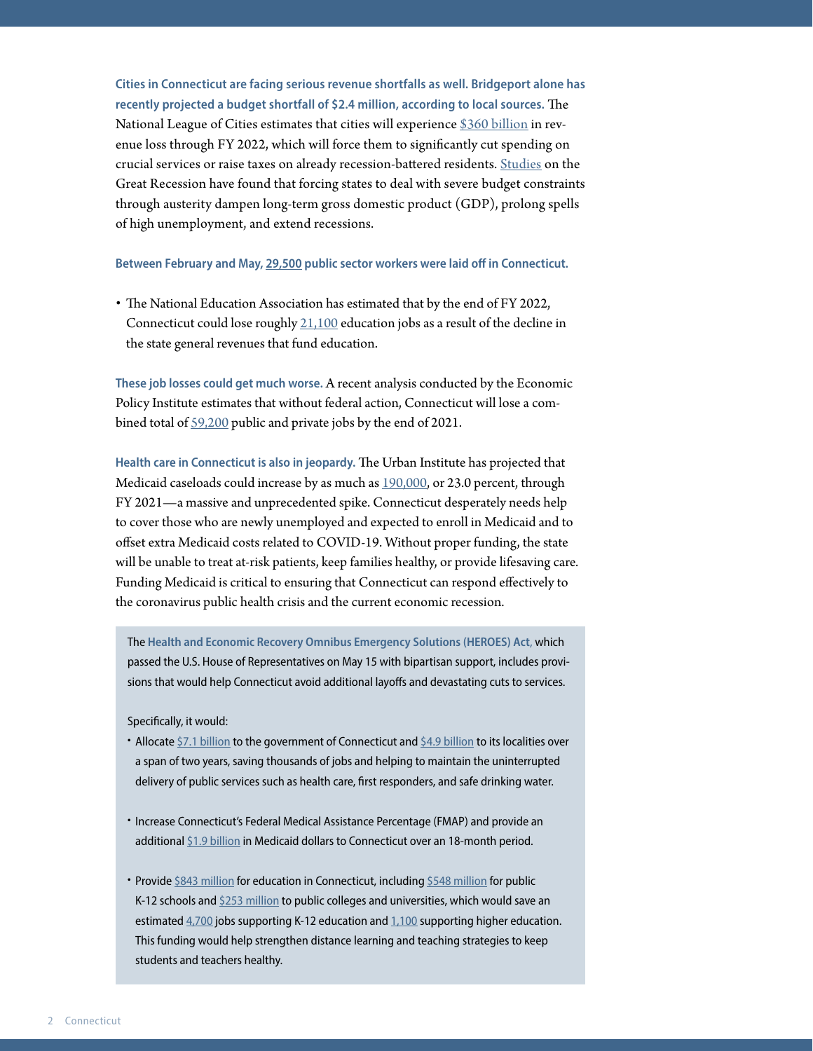**Cities in Connecticut are facing serious revenue shortfalls as well. Bridgeport alone has recently projected a budget shortfall of $2.4 million, according to local sources.** The National League of Cities estimates that cities will experience $360 billion in revenue loss through FY 2022, which will force them to significantly cut spending on crucial services or raise taxes on already recession-battered residents. Studies on the Great Recession have found that forcing states to deal with severe budget constraints through austerity dampen long-term gross domestic product (GDP), prolong spells of high unemployment, and extend recessions.

**Between February and May, 29,500 public sector workers were laid off in Connecticut.**

- The National Education Association has estimated that by the end of FY 2022, Connecticut could lose roughly 21,100 education jobs as a result of the decline in the state general revenues that fund education.

**These job losses could get much worse.** A recent analysis conducted by the Economic Policy Institute estimates that without federal action, Connecticut will lose a combined total of 59,200 public and private jobs by the end of 2021.

**Health care in Connecticut is also in jeopardy.** The Urban Institute has projected that Medicaid caseloads could increase by as much as 190,000, or 23.0 percent, through FY 2021—a massive and unprecedented spike. Connecticut desperately needs help to cover those who are newly unemployed and expected to enroll in Medicaid and to offset extra Medicaid costs related to COVID-19. Without proper funding, the state will be unable to treat at-risk patients, keep families healthy, or provide lifesaving care. Funding Medicaid is critical to ensuring that Connecticut can respond effectively to the coronavirus public health crisis and the current economic recession.

The **Health and Economic Recovery Omnibus Emergency Solutions (HEROES) Act,** which passed the U.S. House of Representatives on May 15 with bipartisan support, includes provisions that would help Connecticut avoid additional layoffs and devastating cuts to services.

Specifically, it would:

- Allocate $7.1 billion to the government of Connecticut and $4.9 billion to its localities over a span of two years, saving thousands of jobs and helping to maintain the uninterrupted delivery of public services such as health care, first responders, and safe drinking water.
- Increase Connecticut's Federal Medical Assistance Percentage (FMAP) and provide an additional $1.9 billion in Medicaid dollars to Connecticut over an 18-month period.
- Provide $843 million for education in Connecticut, including $548 million for public K-12 schools and $253 million to public colleges and universities, which would save an estimated 4,700 jobs supporting K-12 education and 1,100 supporting higher education. This funding would help strengthen distance learning and teaching strategies to keep students and teachers healthy.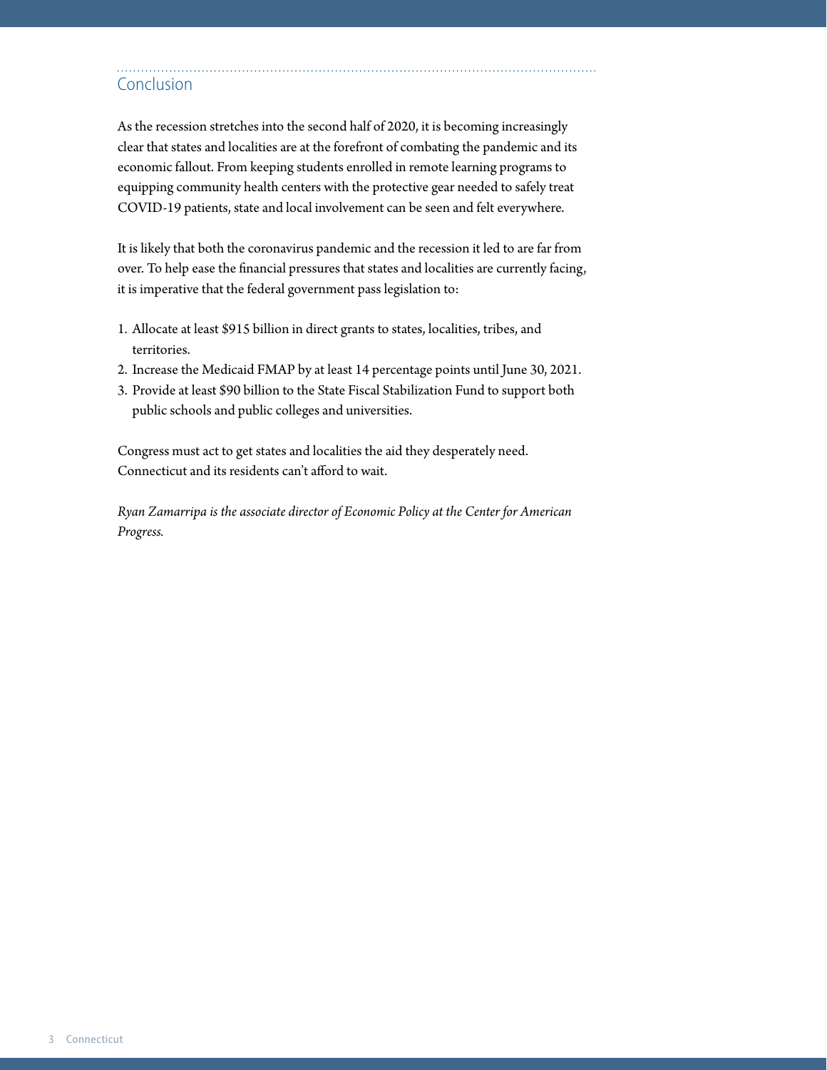## Conclusion

As the recession stretches into the second half of 2020, it is becoming increasingly clear that states and localities are at the forefront of combating the pandemic and its economic fallout. From keeping students enrolled in remote learning programs to equipping community health centers with the protective gear needed to safely treat COVID-19 patients, state and local involvement can be seen and felt everywhere.

It is likely that both the coronavirus pandemic and the recession it led to are far from over. To help ease the financial pressures that states and localities are currently facing, it is imperative that the federal government pass legislation to:

1. Allocate at least $915 billion in direct grants to states, localities, tribes, and territories.
2. Increase the Medicaid FMAP by at least 14 percentage points until June 30, 2021.
3. Provide at least $90 billion to the State Fiscal Stabilization Fund to support both public schools and public colleges and universities.

Congress must act to get states and localities the aid they desperately need. Connecticut and its residents can't afford to wait.

*Ryan Zamarripa is the associate director of Economic Policy at the Center for American Progress.*